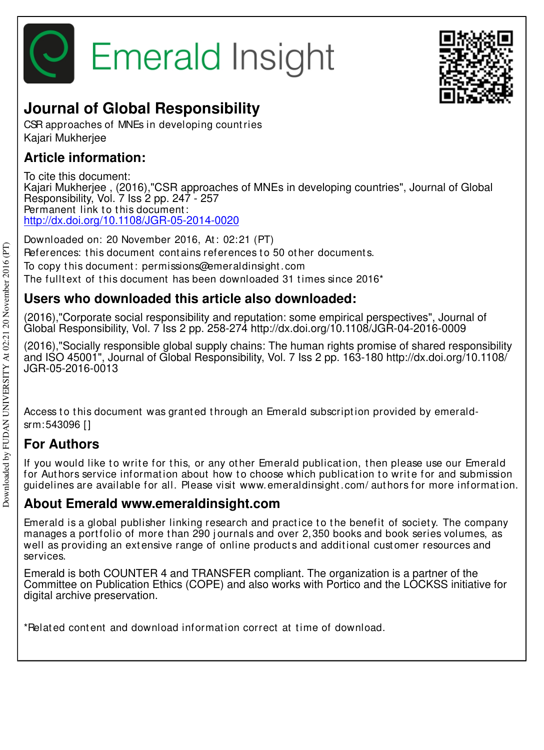Emerald Insight

# Journal of Global Responsibility

CSR approaches of MNEs in developing countries
Kajari Mukherjee

## Article information:

To cite this document:
Kajari Mukherjee , (2016),"CSR approaches of MNEs in developing countries", Journal of Global Responsibility, Vol. 7 Iss 2 pp. 247 - 257
Permanent link to this document:
http://dx.doi.org/10.1108/JGR-05-2014-0020

Downloaded on: 20 November 2016, At: 02:21 (PT)
References: this document contains references to 50 other documents.
To copy this document: permissions@emeraldinsight.com
The fulltext of this document has been downloaded 31 times since 2016*

## Users who downloaded this article also downloaded:

(2016),"Corporate social responsibility and reputation: some empirical perspectives", Journal of Global Responsibility, Vol. 7 Iss 2 pp. 258-274 http://dx.doi.org/10.1108/JGR-04-2016-0009

(2016),"Socially responsible global supply chains: The human rights promise of shared responsibility and ISO 45001", Journal of Global Responsibility, Vol. 7 Iss 2 pp. 163-180 http://dx.doi.org/10.1108/JGR-05-2016-0013

Access to this document was granted through an Emerald subscription provided by emerald-srm:543096 []

## For Authors

If you would like to write for this, or any other Emerald publication, then please use our Emerald for Authors service information about how to choose which publication to write for and submission guidelines are available for all. Please visit www.emeraldinsight.com/authors for more information.

## About Emerald www.emeraldinsight.com

Emerald is a global publisher linking research and practice to the benefit of society. The company manages a portfolio of more than 290 journals and over 2,350 books and book series volumes, as well as providing an extensive range of online products and additional customer resources and services.

Emerald is both COUNTER 4 and TRANSFER compliant. The organization is a partner of the Committee on Publication Ethics (COPE) and also works with Portico and the LOCKSS initiative for digital archive preservation.

*Related content and download information correct at time of download.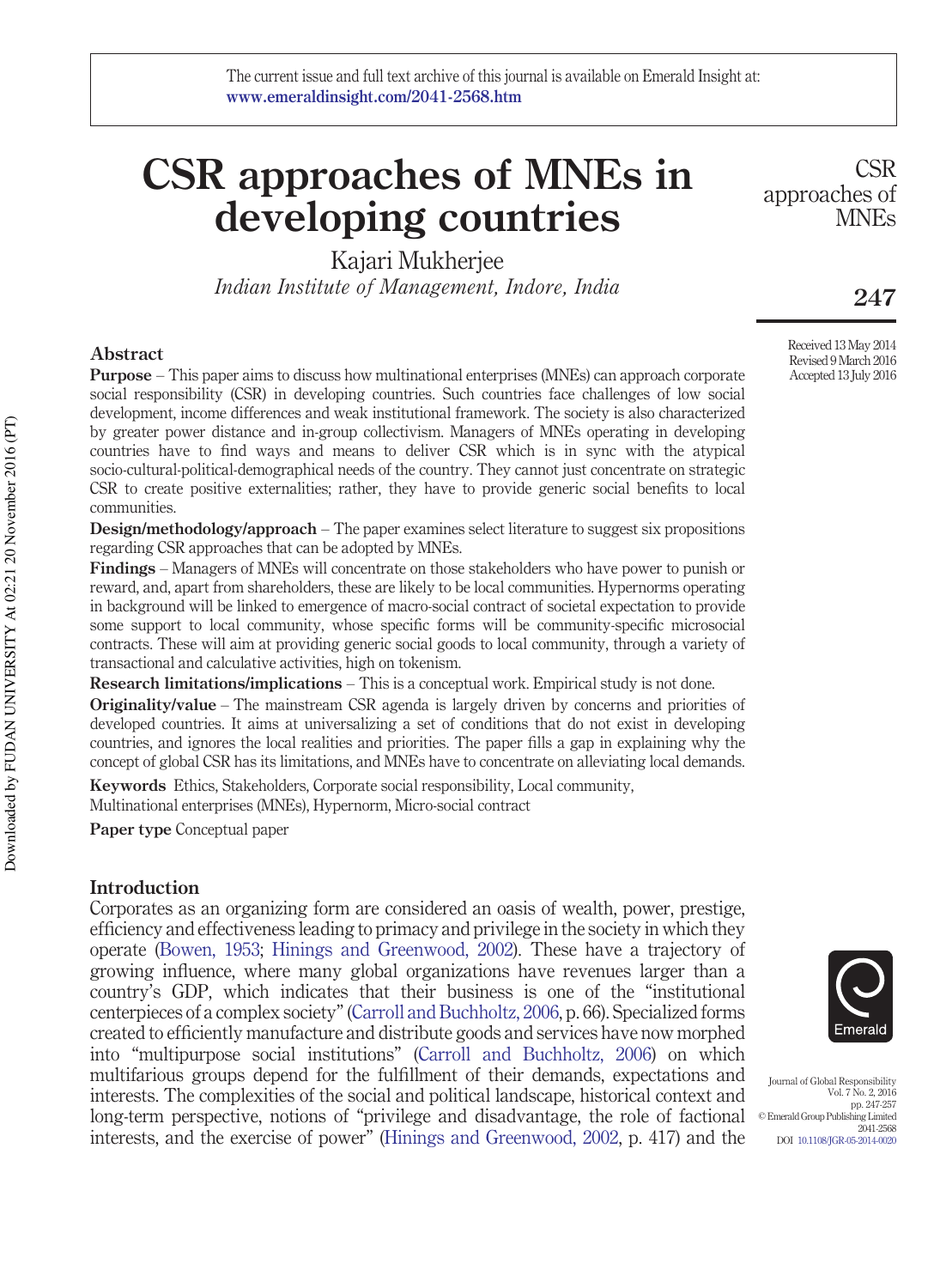# CSR approaches of MNEs in developing countries

Kajari Mukherjee

*Indian Institute of Management, Indore, India*

Received 13 May 2014
Revised 9 March 2016
Accepted 13 July 2016

## Abstract

**Purpose** – This paper aims to discuss how multinational enterprises (MNEs) can approach corporate social responsibility (CSR) in developing countries. Such countries face challenges of low social development, income differences and weak institutional framework. The society is also characterized by greater power distance and in-group collectivism. Managers of MNEs operating in developing countries have to find ways and means to deliver CSR which is in sync with the atypical socio-cultural-political-demographical needs of the country. They cannot just concentrate on strategic CSR to create positive externalities; rather, they have to provide generic social benefits to local communities.

**Design/methodology/approach** – The paper examines select literature to suggest six propositions regarding CSR approaches that can be adopted by MNEs.

**Findings** – Managers of MNEs will concentrate on those stakeholders who have power to punish or reward, and, apart from shareholders, these are likely to be local communities. Hypernorms operating in background will be linked to emergence of macro-social contract of societal expectation to provide some support to local community, whose specific forms will be community-specific microsocial contracts. These will aim at providing generic social goods to local community, through a variety of transactional and calculative activities, high on tokenism.

**Research limitations/implications** – This is a conceptual work. Empirical study is not done.

**Originality/value** – The mainstream CSR agenda is largely driven by concerns and priorities of developed countries. It aims at universalizing a set of conditions that do not exist in developing countries, and ignores the local realities and priorities. The paper fills a gap in explaining why the concept of global CSR has its limitations, and MNEs have to concentrate on alleviating local demands.

**Keywords** Ethics, Stakeholders, Corporate social responsibility, Local community, Multinational enterprises (MNEs), Hypernorm, Micro-social contract

**Paper type** Conceptual paper

## Introduction

Corporates as an organizing form are considered an oasis of wealth, power, prestige, efficiency and effectiveness leading to primacy and privilege in the society in which they operate (Bowen, 1953; Hinings and Greenwood, 2002). These have a trajectory of growing influence, where many global organizations have revenues larger than a country's GDP, which indicates that their business is one of the "institutional centerpieces of a complex society" (Carroll and Buchholtz, 2006, p. 66). Specialized forms created to efficiently manufacture and distribute goods and services have now morphed into "multipurpose social institutions" (Carroll and Buchholtz, 2006) on which multifarious groups depend for the fulfillment of their demands, expectations and interests. The complexities of the social and political landscape, historical context and long-term perspective, notions of "privilege and disadvantage, the role of factional interests, and the exercise of power" (Hinings and Greenwood, 2002, p. 417) and the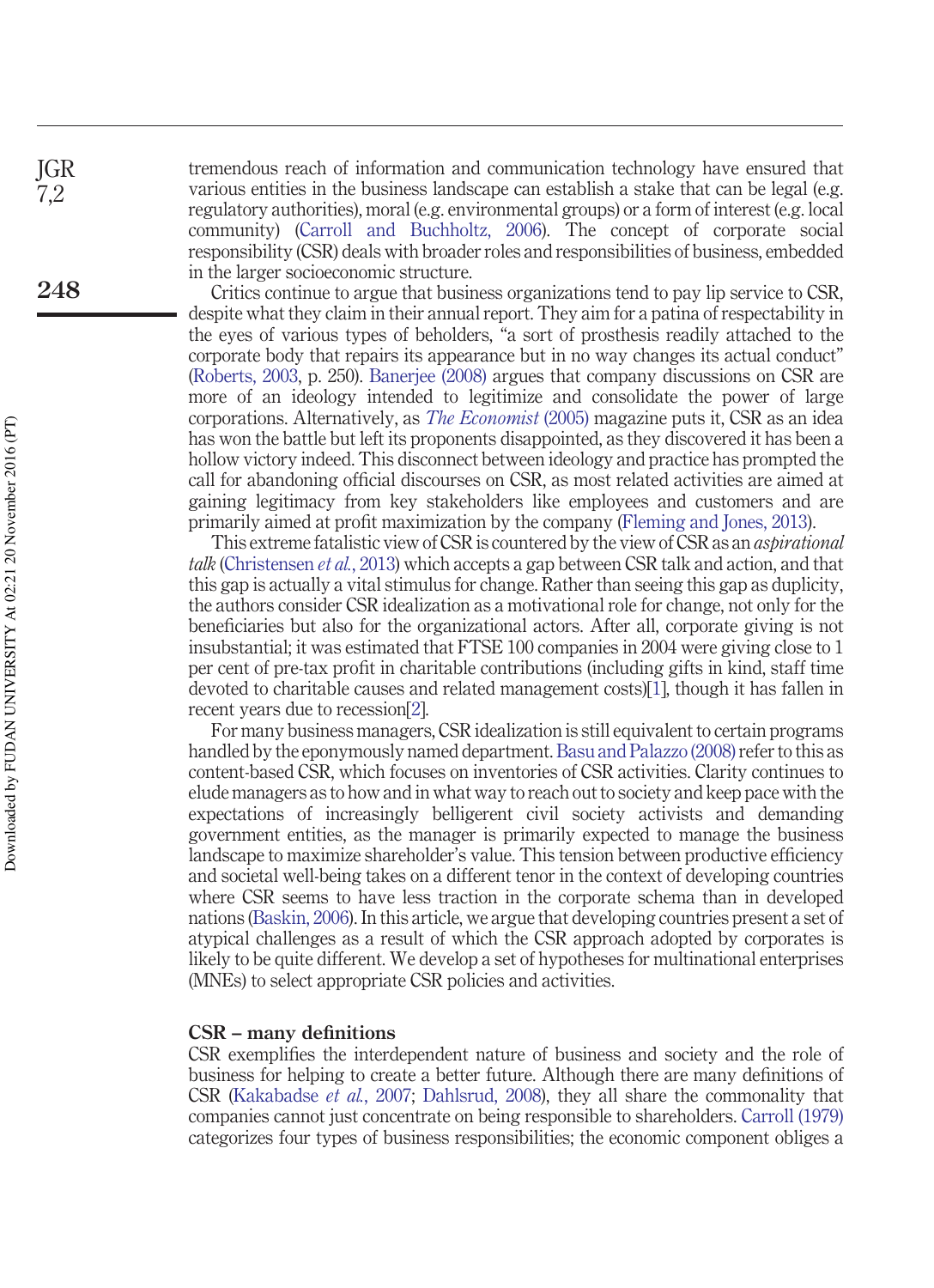tremendous reach of information and communication technology have ensured that various entities in the business landscape can establish a stake that can be legal (e.g. regulatory authorities), moral (e.g. environmental groups) or a form of interest (e.g. local community) (Carroll and Buchholtz, 2006). The concept of corporate social responsibility (CSR) deals with broader roles and responsibilities of business, embedded in the larger socioeconomic structure.

Critics continue to argue that business organizations tend to pay lip service to CSR, despite what they claim in their annual report. They aim for a patina of respectability in the eyes of various types of beholders, "a sort of prosthesis readily attached to the corporate body that repairs its appearance but in no way changes its actual conduct" (Roberts, 2003, p. 250). Banerjee (2008) argues that company discussions on CSR are more of an ideology intended to legitimize and consolidate the power of large corporations. Alternatively, as *The Economist* (2005) magazine puts it, CSR as an idea has won the battle but left its proponents disappointed, as they discovered it has been a hollow victory indeed. This disconnect between ideology and practice has prompted the call for abandoning official discourses on CSR, as most related activities are aimed at gaining legitimacy from key stakeholders like employees and customers and are primarily aimed at profit maximization by the company (Fleming and Jones, 2013).

This extreme fatalistic view of CSR is countered by the view of CSR as an *aspirational talk* (Christensen *et al.*, 2013) which accepts a gap between CSR talk and action, and that this gap is actually a vital stimulus for change. Rather than seeing this gap as duplicity, the authors consider CSR idealization as a motivational role for change, not only for the beneficiaries but also for the organizational actors. After all, corporate giving is not insubstantial; it was estimated that FTSE 100 companies in 2004 were giving close to 1 per cent of pre-tax profit in charitable contributions (including gifts in kind, staff time devoted to charitable causes and related management costs)[1], though it has fallen in recent years due to recession[2].

For many business managers, CSR idealization is still equivalent to certain programs handled by the eponymously named department. Basu and Palazzo (2008) refer to this as content-based CSR, which focuses on inventories of CSR activities. Clarity continues to elude managers as to how and in what way to reach out to society and keep pace with the expectations of increasingly belligerent civil society activists and demanding government entities, as the manager is primarily expected to manage the business landscape to maximize shareholder's value. This tension between productive efficiency and societal well-being takes on a different tenor in the context of developing countries where CSR seems to have less traction in the corporate schema than in developed nations (Baskin, 2006). In this article, we argue that developing countries present a set of atypical challenges as a result of which the CSR approach adopted by corporates is likely to be quite different. We develop a set of hypotheses for multinational enterprises (MNEs) to select appropriate CSR policies and activities.

## CSR – many definitions

CSR exemplifies the interdependent nature of business and society and the role of business for helping to create a better future. Although there are many definitions of CSR (Kakabadse *et al.*, 2007; Dahlsrud, 2008), they all share the commonality that companies cannot just concentrate on being responsible to shareholders. Carroll (1979) categorizes four types of business responsibilities; the economic component obliges a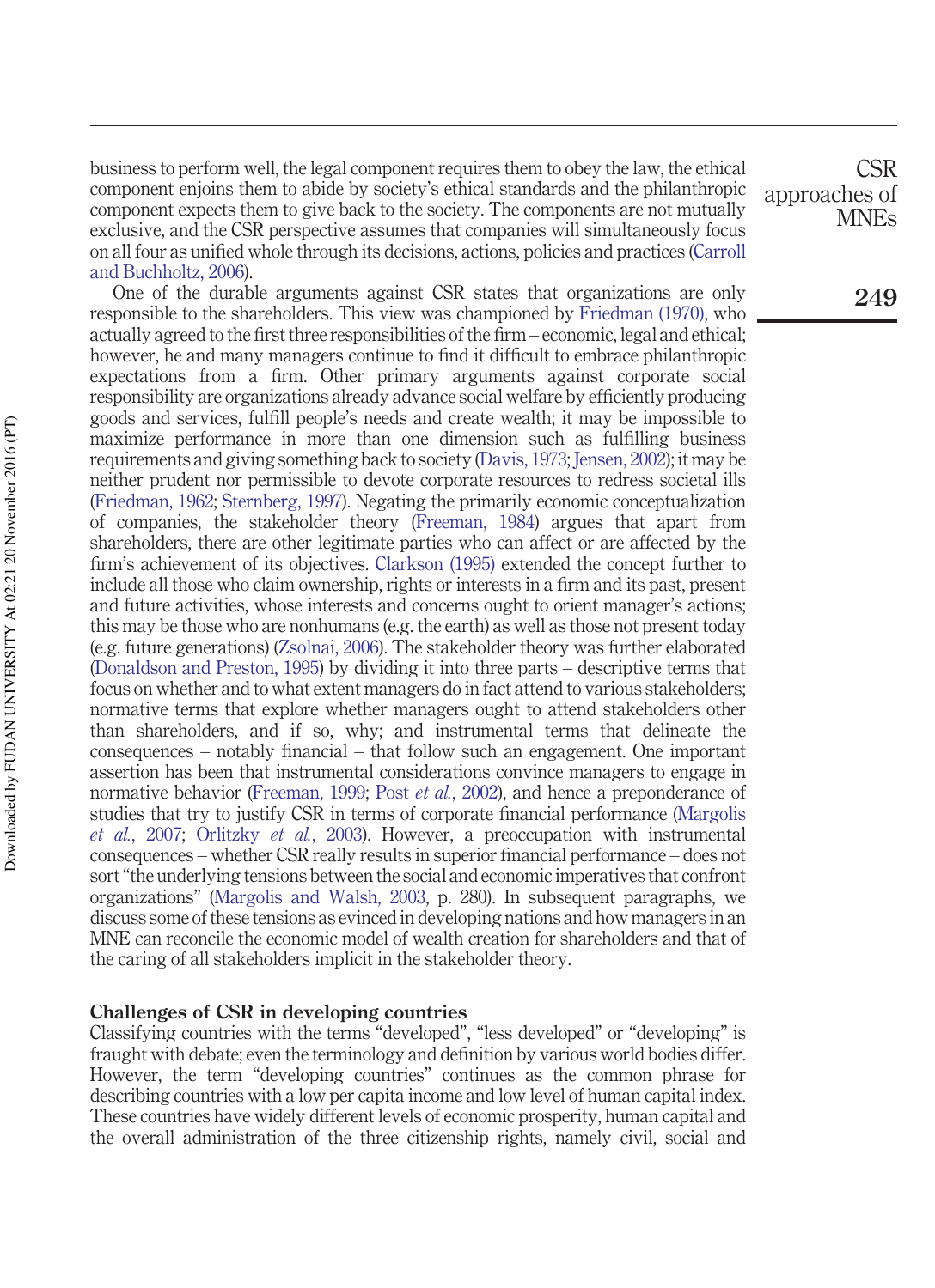business to perform well, the legal component requires them to obey the law, the ethical component enjoins them to abide by society's ethical standards and the philanthropic component expects them to give back to the society. The components are not mutually exclusive, and the CSR perspective assumes that companies will simultaneously focus on all four as unified whole through its decisions, actions, policies and practices (Carroll and Buchholtz, 2006).

One of the durable arguments against CSR states that organizations are only responsible to the shareholders. This view was championed by Friedman (1970), who actually agreed to the first three responsibilities of the firm – economic, legal and ethical; however, he and many managers continue to find it difficult to embrace philanthropic expectations from a firm. Other primary arguments against corporate social responsibility are organizations already advance social welfare by efficiently producing goods and services, fulfill people's needs and create wealth; it may be impossible to maximize performance in more than one dimension such as fulfilling business requirements and giving something back to society (Davis, 1973; Jensen, 2002); it may be neither prudent nor permissible to devote corporate resources to redress societal ills (Friedman, 1962; Sternberg, 1997). Negating the primarily economic conceptualization of companies, the stakeholder theory (Freeman, 1984) argues that apart from shareholders, there are other legitimate parties who can affect or are affected by the firm's achievement of its objectives. Clarkson (1995) extended the concept further to include all those who claim ownership, rights or interests in a firm and its past, present and future activities, whose interests and concerns ought to orient manager's actions; this may be those who are nonhumans (e.g. the earth) as well as those not present today (e.g. future generations) (Zsolnai, 2006). The stakeholder theory was further elaborated (Donaldson and Preston, 1995) by dividing it into three parts – descriptive terms that focus on whether and to what extent managers do in fact attend to various stakeholders; normative terms that explore whether managers ought to attend stakeholders other than shareholders, and if so, why; and instrumental terms that delineate the consequences – notably financial – that follow such an engagement. One important assertion has been that instrumental considerations convince managers to engage in normative behavior (Freeman, 1999; Post *et al.*, 2002), and hence a preponderance of studies that try to justify CSR in terms of corporate financial performance (Margolis *et al.*, 2007; Orlitzky *et al.*, 2003). However, a preoccupation with instrumental consequences – whether CSR really results in superior financial performance – does not sort "the underlying tensions between the social and economic imperatives that confront organizations" (Margolis and Walsh, 2003, p. 280). In subsequent paragraphs, we discuss some of these tensions as evinced in developing nations and how managers in an MNE can reconcile the economic model of wealth creation for shareholders and that of the caring of all stakeholders implicit in the stakeholder theory.

## Challenges of CSR in developing countries

Classifying countries with the terms "developed", "less developed" or "developing" is fraught with debate; even the terminology and definition by various world bodies differ. However, the term "developing countries" continues as the common phrase for describing countries with a low per capita income and low level of human capital index. These countries have widely different levels of economic prosperity, human capital and the overall administration of the three citizenship rights, namely civil, social and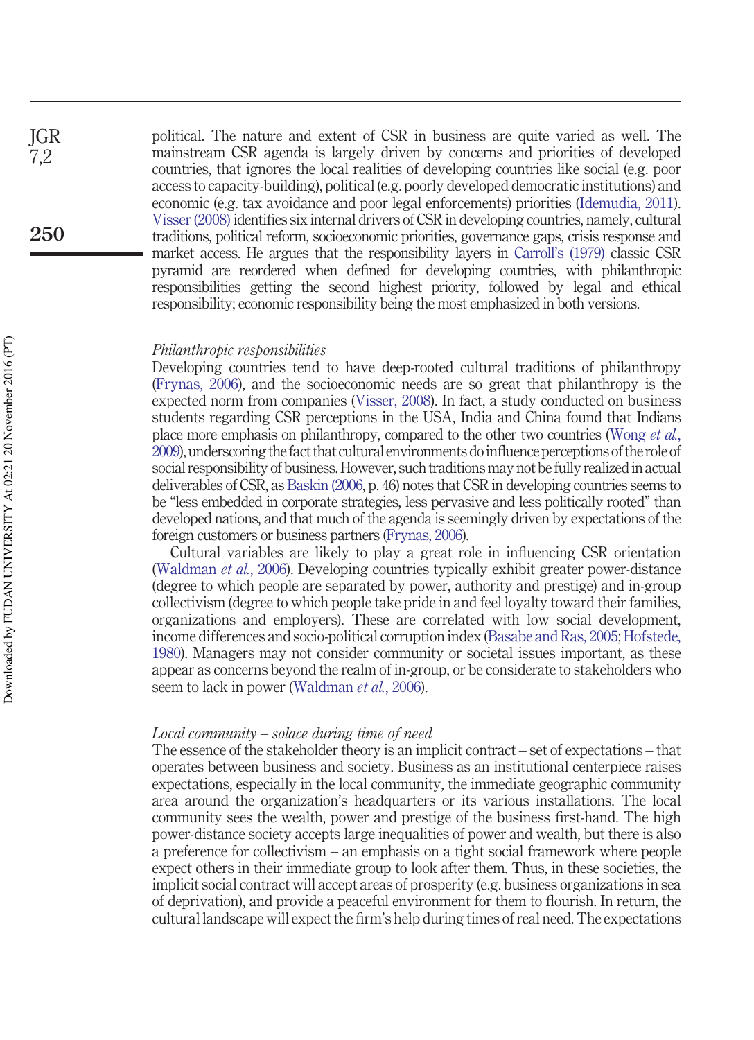political. The nature and extent of CSR in business are quite varied as well. The mainstream CSR agenda is largely driven by concerns and priorities of developed countries, that ignores the local realities of developing countries like social (e.g. poor access to capacity-building), political (e.g. poorly developed democratic institutions) and economic (e.g. tax avoidance and poor legal enforcements) priorities (Idemudia, 2011). Visser (2008) identifies six internal drivers of CSR in developing countries, namely, cultural traditions, political reform, socioeconomic priorities, governance gaps, crisis response and market access. He argues that the responsibility layers in Carroll's (1979) classic CSR pyramid are reordered when defined for developing countries, with philanthropic responsibilities getting the second highest priority, followed by legal and ethical responsibility; economic responsibility being the most emphasized in both versions.

### *Philanthropic responsibilities*

Developing countries tend to have deep-rooted cultural traditions of philanthropy (Frynas, 2006), and the socioeconomic needs are so great that philanthropy is the expected norm from companies (Visser, 2008). In fact, a study conducted on business students regarding CSR perceptions in the USA, India and China found that Indians place more emphasis on philanthropy, compared to the other two countries (Wong *et al.*, 2009), underscoring the fact that cultural environments do influence perceptions of the role of social responsibility of business. However, such traditions may not be fully realized in actual deliverables of CSR, as Baskin (2006, p. 46) notes that CSR in developing countries seems to be "less embedded in corporate strategies, less pervasive and less politically rooted" than developed nations, and that much of the agenda is seemingly driven by expectations of the foreign customers or business partners (Frynas, 2006).

Cultural variables are likely to play a great role in influencing CSR orientation (Waldman *et al.*, 2006). Developing countries typically exhibit greater power-distance (degree to which people are separated by power, authority and prestige) and in-group collectivism (degree to which people take pride in and feel loyalty toward their families, organizations and employers). These are correlated with low social development, income differences and socio-political corruption index (Basabe and Ras, 2005; Hofstede, 1980). Managers may not consider community or societal issues important, as these appear as concerns beyond the realm of in-group, or be considerate to stakeholders who seem to lack in power (Waldman *et al.*, 2006).

### *Local community – solace during time of need*

The essence of the stakeholder theory is an implicit contract – set of expectations – that operates between business and society. Business as an institutional centerpiece raises expectations, especially in the local community, the immediate geographic community area around the organization's headquarters or its various installations. The local community sees the wealth, power and prestige of the business first-hand. The high power-distance society accepts large inequalities of power and wealth, but there is also a preference for collectivism – an emphasis on a tight social framework where people expect others in their immediate group to look after them. Thus, in these societies, the implicit social contract will accept areas of prosperity (e.g. business organizations in sea of deprivation), and provide a peaceful environment for them to flourish. In return, the cultural landscape will expect the firm's help during times of real need. The expectations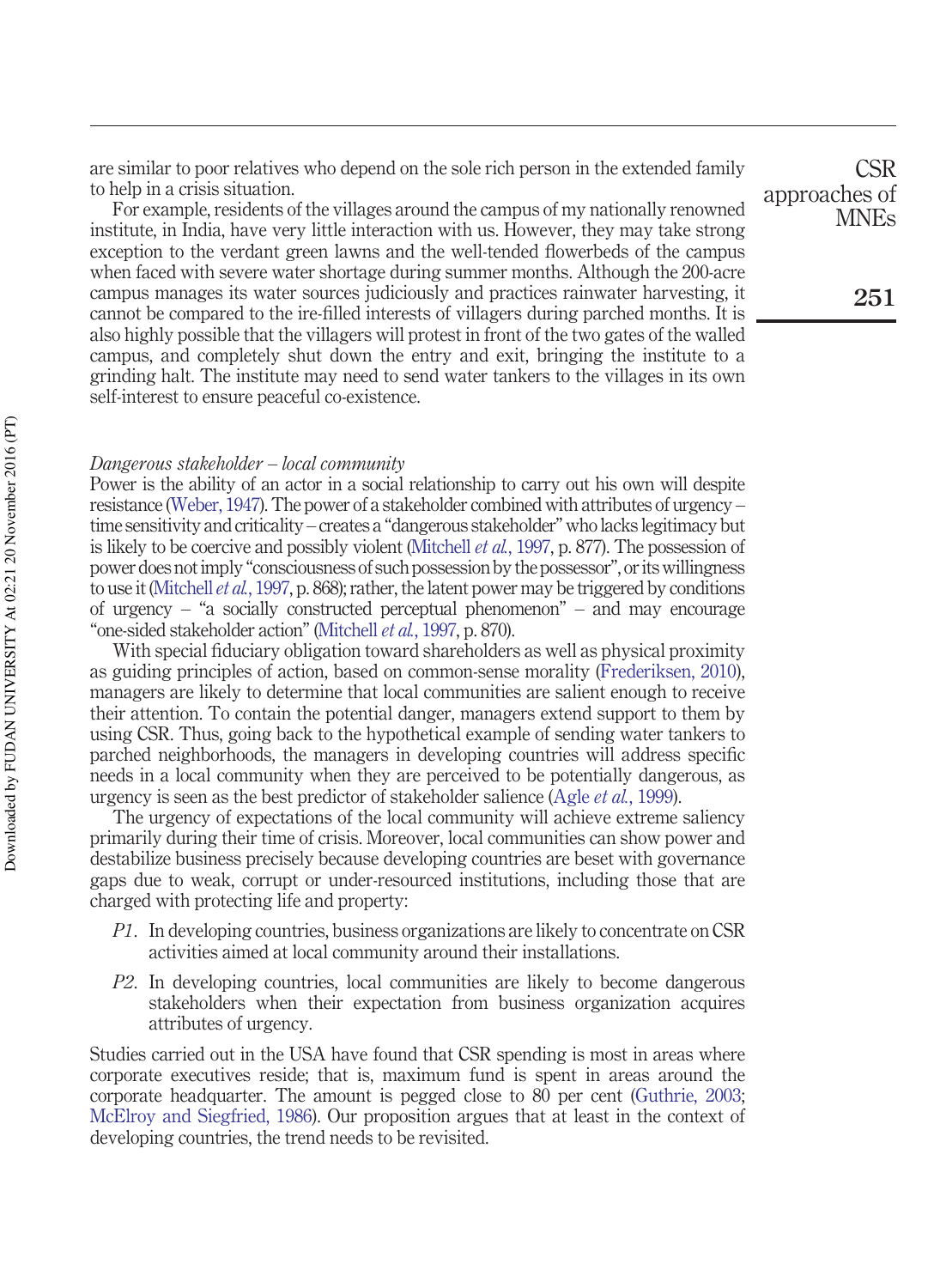are similar to poor relatives who depend on the sole rich person in the extended family to help in a crisis situation.

For example, residents of the villages around the campus of my nationally renowned institute, in India, have very little interaction with us. However, they may take strong exception to the verdant green lawns and the well-tended flowerbeds of the campus when faced with severe water shortage during summer months. Although the 200-acre campus manages its water sources judiciously and practices rainwater harvesting, it cannot be compared to the ire-filled interests of villagers during parched months. It is also highly possible that the villagers will protest in front of the two gates of the walled campus, and completely shut down the entry and exit, bringing the institute to a grinding halt. The institute may need to send water tankers to the villages in its own self-interest to ensure peaceful co-existence.

*Dangerous stakeholder – local community*

Power is the ability of an actor in a social relationship to carry out his own will despite resistance (Weber, 1947). The power of a stakeholder combined with attributes of urgency – time sensitivity and criticality – creates a "dangerous stakeholder" who lacks legitimacy but is likely to be coercive and possibly violent (Mitchell *et al.*, 1997, p. 877). The possession of power does not imply "consciousness of such possession by the possessor", or its willingness to use it (Mitchell *et al.*, 1997, p. 868); rather, the latent power may be triggered by conditions of urgency – "a socially constructed perceptual phenomenon" – and may encourage "one-sided stakeholder action" (Mitchell *et al.*, 1997, p. 870).

With special fiduciary obligation toward shareholders as well as physical proximity as guiding principles of action, based on common-sense morality (Frederiksen, 2010), managers are likely to determine that local communities are salient enough to receive their attention. To contain the potential danger, managers extend support to them by using CSR. Thus, going back to the hypothetical example of sending water tankers to parched neighborhoods, the managers in developing countries will address specific needs in a local community when they are perceived to be potentially dangerous, as urgency is seen as the best predictor of stakeholder salience (Agle *et al.*, 1999).

The urgency of expectations of the local community will achieve extreme saliency primarily during their time of crisis. Moreover, local communities can show power and destabilize business precisely because developing countries are beset with governance gaps due to weak, corrupt or under-resourced institutions, including those that are charged with protecting life and property:

- *P1*. In developing countries, business organizations are likely to concentrate on CSR activities aimed at local community around their installations.
- *P2*. In developing countries, local communities are likely to become dangerous stakeholders when their expectation from business organization acquires attributes of urgency.

Studies carried out in the USA have found that CSR spending is most in areas where corporate executives reside; that is, maximum fund is spent in areas around the corporate headquarter. The amount is pegged close to 80 per cent (Guthrie, 2003; McElroy and Siegfried, 1986). Our proposition argues that at least in the context of developing countries, the trend needs to be revisited.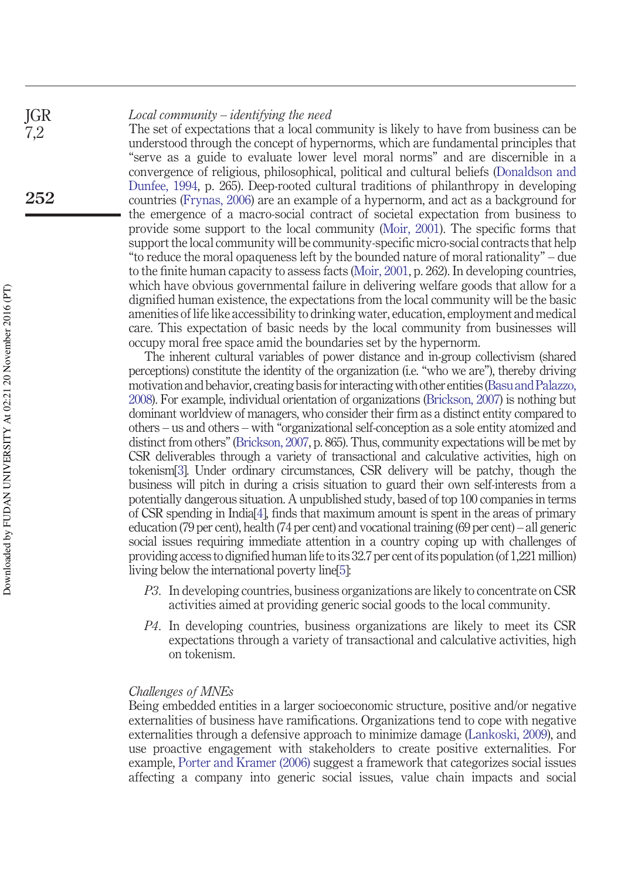*Local community – identifying the need*

The set of expectations that a local community is likely to have from business can be understood through the concept of hypernorms, which are fundamental principles that "serve as a guide to evaluate lower level moral norms" and are discernible in a convergence of religious, philosophical, political and cultural beliefs (Donaldson and Dunfee, 1994, p. 265). Deep-rooted cultural traditions of philanthropy in developing countries (Frynas, 2006) are an example of a hypernorm, and act as a background for the emergence of a macro-social contract of societal expectation from business to provide some support to the local community (Moir, 2001). The specific forms that support the local community will be community-specific micro-social contracts that help "to reduce the moral opaqueness left by the bounded nature of moral rationality" – due to the finite human capacity to assess facts (Moir, 2001, p. 262). In developing countries, which have obvious governmental failure in delivering welfare goods that allow for a dignified human existence, the expectations from the local community will be the basic amenities of life like accessibility to drinking water, education, employment and medical care. This expectation of basic needs by the local community from businesses will occupy moral free space amid the boundaries set by the hypernorm.

The inherent cultural variables of power distance and in-group collectivism (shared perceptions) constitute the identity of the organization (i.e. "who we are"), thereby driving motivation and behavior, creating basis for interacting with other entities (Basu and Palazzo, 2008). For example, individual orientation of organizations (Brickson, 2007) is nothing but dominant worldview of managers, who consider their firm as a distinct entity compared to others – us and others – with "organizational self-conception as a sole entity atomized and distinct from others" (Brickson, 2007, p. 865). Thus, community expectations will be met by CSR deliverables through a variety of transactional and calculative activities, high on tokenism[3]. Under ordinary circumstances, CSR delivery will be patchy, though the business will pitch in during a crisis situation to guard their own self-interests from a potentially dangerous situation. A unpublished study, based of top 100 companies in terms of CSR spending in India[4], finds that maximum amount is spent in the areas of primary education (79 per cent), health (74 per cent) and vocational training (69 per cent) – all generic social issues requiring immediate attention in a country coping up with challenges of providing access to dignified human life to its 32.7 per cent of its population (of 1,221 million) living below the international poverty line[5]:

*P3*. In developing countries, business organizations are likely to concentrate on CSR activities aimed at providing generic social goods to the local community.

*P4*. In developing countries, business organizations are likely to meet its CSR expectations through a variety of transactional and calculative activities, high on tokenism.

*Challenges of MNEs*

Being embedded entities in a larger socioeconomic structure, positive and/or negative externalities of business have ramifications. Organizations tend to cope with negative externalities through a defensive approach to minimize damage (Lankoski, 2009), and use proactive engagement with stakeholders to create positive externalities. For example, Porter and Kramer (2006) suggest a framework that categorizes social issues affecting a company into generic social issues, value chain impacts and social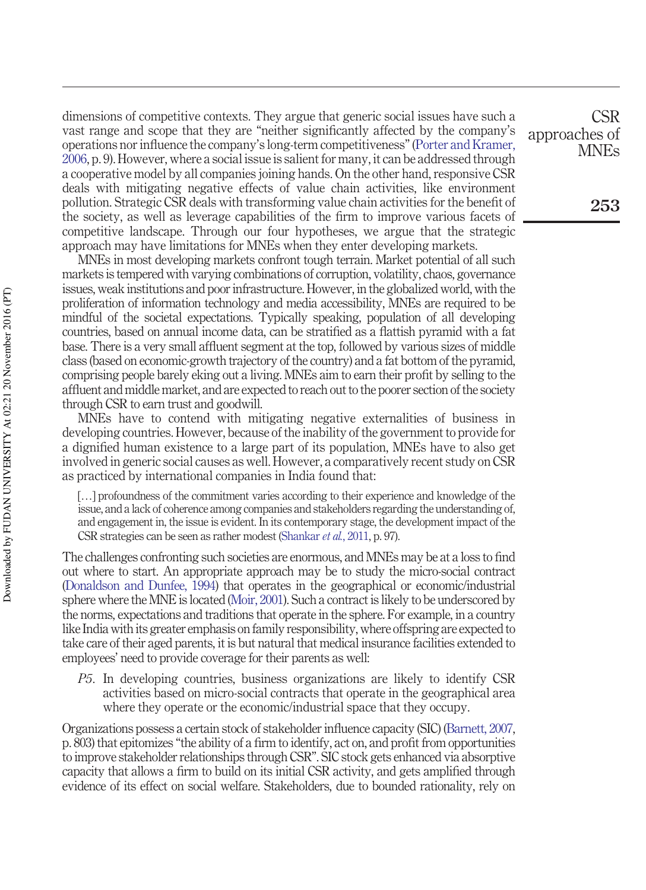dimensions of competitive contexts. They argue that generic social issues have such a vast range and scope that they are "neither significantly affected by the company's operations nor influence the company's long-term competitiveness" (Porter and Kramer, 2006, p. 9). However, where a social issue is salient for many, it can be addressed through a cooperative model by all companies joining hands. On the other hand, responsive CSR deals with mitigating negative effects of value chain activities, like environment pollution. Strategic CSR deals with transforming value chain activities for the benefit of the society, as well as leverage capabilities of the firm to improve various facets of competitive landscape. Through our four hypotheses, we argue that the strategic approach may have limitations for MNEs when they enter developing markets.

MNEs in most developing markets confront tough terrain. Market potential of all such markets is tempered with varying combinations of corruption, volatility, chaos, governance issues, weak institutions and poor infrastructure. However, in the globalized world, with the proliferation of information technology and media accessibility, MNEs are required to be mindful of the societal expectations. Typically speaking, population of all developing countries, based on annual income data, can be stratified as a flattish pyramid with a fat base. There is a very small affluent segment at the top, followed by various sizes of middle class (based on economic-growth trajectory of the country) and a fat bottom of the pyramid, comprising people barely eking out a living. MNEs aim to earn their profit by selling to the affluent and middle market, and are expected to reach out to the poorer section of the society through CSR to earn trust and goodwill.

MNEs have to contend with mitigating negative externalities of business in developing countries. However, because of the inability of the government to provide for a dignified human existence to a large part of its population, MNEs have to also get involved in generic social causes as well. However, a comparatively recent study on CSR as practiced by international companies in India found that:

> […] profoundness of the commitment varies according to their experience and knowledge of the issue, and a lack of coherence among companies and stakeholders regarding the understanding of, and engagement in, the issue is evident. In its contemporary stage, the development impact of the CSR strategies can be seen as rather modest (Shankar *et al.*, 2011, p. 97).

The challenges confronting such societies are enormous, and MNEs may be at a loss to find out where to start. An appropriate approach may be to study the micro-social contract (Donaldson and Dunfee, 1994) that operates in the geographical or economic/industrial sphere where the MNE is located (Moir, 2001). Such a contract is likely to be underscored by the norms, expectations and traditions that operate in the sphere. For example, in a country like India with its greater emphasis on family responsibility, where offspring are expected to take care of their aged parents, it is but natural that medical insurance facilities extended to employees' need to provide coverage for their parents as well:

*P5*. In developing countries, business organizations are likely to identify CSR activities based on micro-social contracts that operate in the geographical area where they operate or the economic/industrial space that they occupy.

Organizations possess a certain stock of stakeholder influence capacity (SIC) (Barnett, 2007, p. 803) that epitomizes "the ability of a firm to identify, act on, and profit from opportunities to improve stakeholder relationships through CSR". SIC stock gets enhanced via absorptive capacity that allows a firm to build on its initial CSR activity, and gets amplified through evidence of its effect on social welfare. Stakeholders, due to bounded rationality, rely on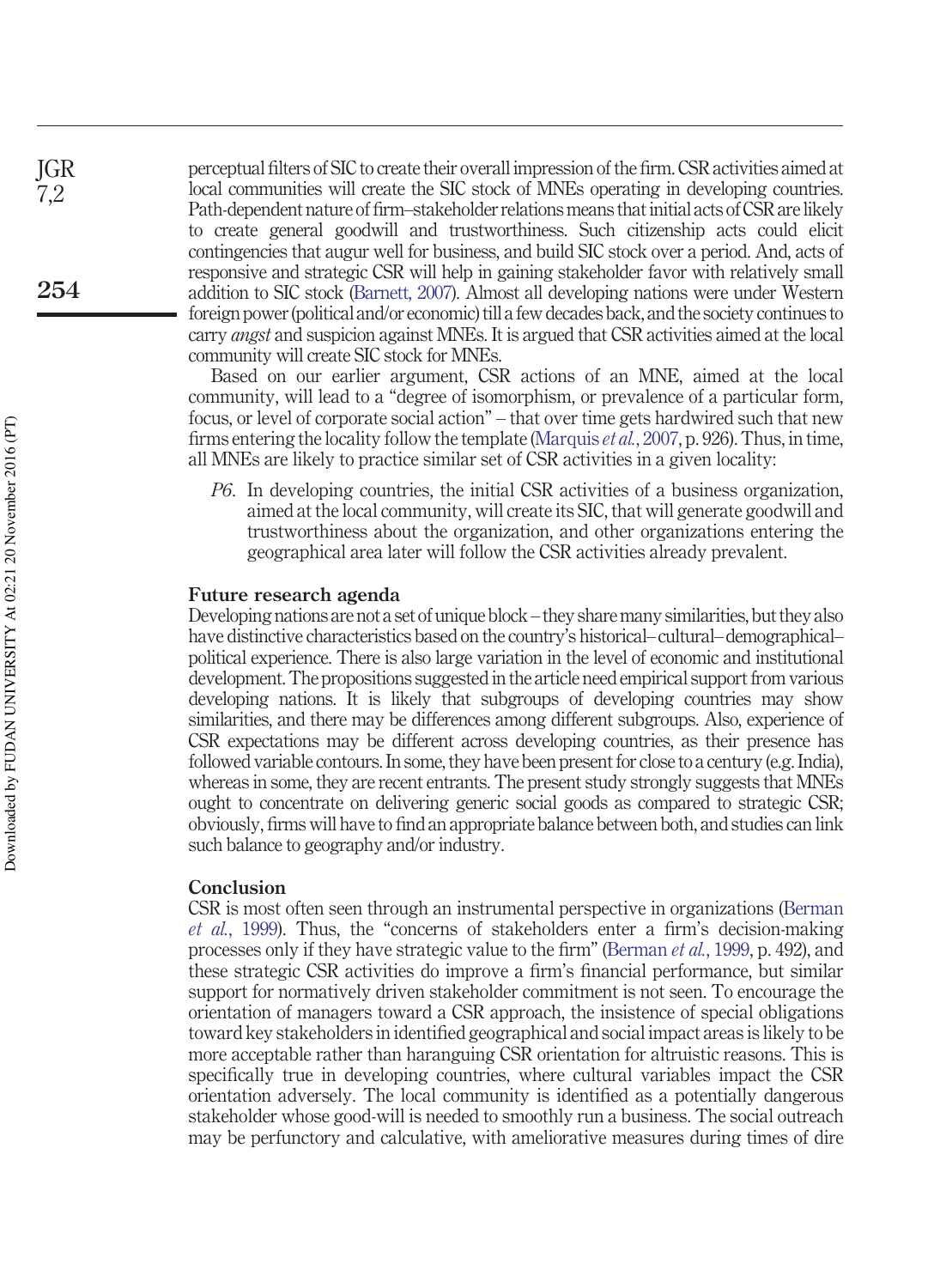perceptual filters of SIC to create their overall impression of the firm. CSR activities aimed at local communities will create the SIC stock of MNEs operating in developing countries. Path-dependent nature of firm–stakeholder relations means that initial acts of CSR are likely to create general goodwill and trustworthiness. Such citizenship acts could elicit contingencies that augur well for business, and build SIC stock over a period. And, acts of responsive and strategic CSR will help in gaining stakeholder favor with relatively small addition to SIC stock (Barnett, 2007). Almost all developing nations were under Western foreign power (political and/or economic) till a few decades back, and the society continues to carry *angst* and suspicion against MNEs. It is argued that CSR activities aimed at the local community will create SIC stock for MNEs.

Based on our earlier argument, CSR actions of an MNE, aimed at the local community, will lead to a "degree of isomorphism, or prevalence of a particular form, focus, or level of corporate social action" – that over time gets hardwired such that new firms entering the locality follow the template (Marquis *et al.*, 2007, p. 926). Thus, in time, all MNEs are likely to practice similar set of CSR activities in a given locality:

> *P6*. In developing countries, the initial CSR activities of a business organization, aimed at the local community, will create its SIC, that will generate goodwill and trustworthiness about the organization, and other organizations entering the geographical area later will follow the CSR activities already prevalent.

## Future research agenda

Developing nations are not a set of unique block – they share many similarities, but they also have distinctive characteristics based on the country's historical–cultural–demographical–political experience. There is also large variation in the level of economic and institutional development. The propositions suggested in the article need empirical support from various developing nations. It is likely that subgroups of developing countries may show similarities, and there may be differences among different subgroups. Also, experience of CSR expectations may be different across developing countries, as their presence has followed variable contours. In some, they have been present for close to a century (e.g. India), whereas in some, they are recent entrants. The present study strongly suggests that MNEs ought to concentrate on delivering generic social goods as compared to strategic CSR; obviously, firms will have to find an appropriate balance between both, and studies can link such balance to geography and/or industry.

## Conclusion

CSR is most often seen through an instrumental perspective in organizations (Berman *et al.*, 1999). Thus, the "concerns of stakeholders enter a firm's decision-making processes only if they have strategic value to the firm" (Berman *et al.*, 1999, p. 492), and these strategic CSR activities do improve a firm's financial performance, but similar support for normatively driven stakeholder commitment is not seen. To encourage the orientation of managers toward a CSR approach, the insistence of special obligations toward key stakeholders in identified geographical and social impact areas is likely to be more acceptable rather than haranguing CSR orientation for altruistic reasons. This is specifically true in developing countries, where cultural variables impact the CSR orientation adversely. The local community is identified as a potentially dangerous stakeholder whose good-will is needed to smoothly run a business. The social outreach may be perfunctory and calculative, with ameliorative measures during times of dire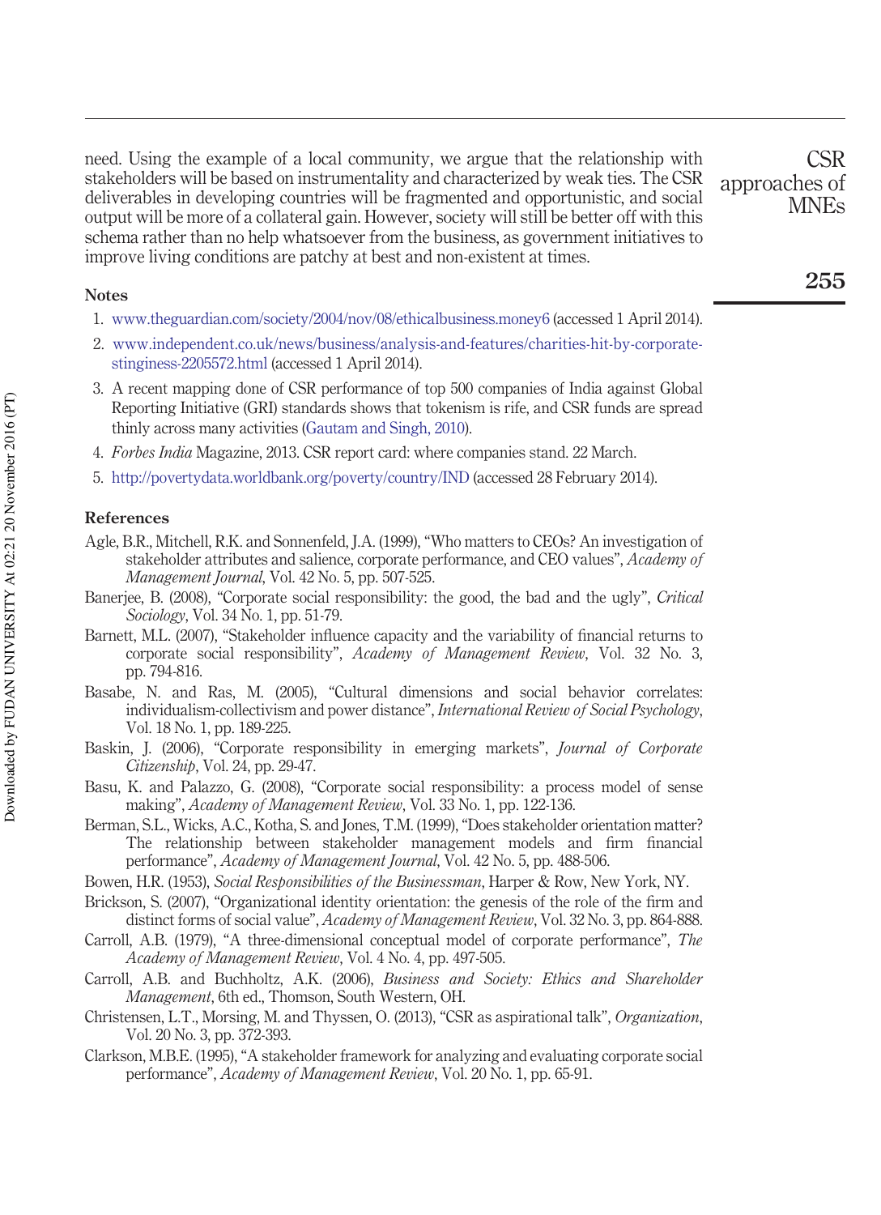need. Using the example of a local community, we argue that the relationship with stakeholders will be based on instrumentality and characterized by weak ties. The CSR deliverables in developing countries will be fragmented and opportunistic, and social output will be more of a collateral gain. However, society will still be better off with this schema rather than no help whatsoever from the business, as government initiatives to improve living conditions are patchy at best and non-existent at times.

## Notes

1. www.theguardian.com/society/2004/nov/08/ethicalbusiness.money6 (accessed 1 April 2014).
2. www.independent.co.uk/news/business/analysis-and-features/charities-hit-by-corporate-stinginess-2205572.html (accessed 1 April 2014).
3. A recent mapping done of CSR performance of top 500 companies of India against Global Reporting Initiative (GRI) standards shows that tokenism is rife, and CSR funds are spread thinly across many activities (Gautam and Singh, 2010).
4. *Forbes India* Magazine, 2013. CSR report card: where companies stand. 22 March.
5. http://povertydata.worldbank.org/poverty/country/IND (accessed 28 February 2014).

## References

Agle, B.R., Mitchell, R.K. and Sonnenfeld, J.A. (1999), "Who matters to CEOs? An investigation of stakeholder attributes and salience, corporate performance, and CEO values", *Academy of Management Journal*, Vol. 42 No. 5, pp. 507-525.

Banerjee, B. (2008), "Corporate social responsibility: the good, the bad and the ugly", *Critical Sociology*, Vol. 34 No. 1, pp. 51-79.

Barnett, M.L. (2007), "Stakeholder influence capacity and the variability of financial returns to corporate social responsibility", *Academy of Management Review*, Vol. 32 No. 3, pp. 794-816.

Basabe, N. and Ras, M. (2005), "Cultural dimensions and social behavior correlates: individualism-collectivism and power distance", *International Review of Social Psychology*, Vol. 18 No. 1, pp. 189-225.

Baskin, J. (2006), "Corporate responsibility in emerging markets", *Journal of Corporate Citizenship*, Vol. 24, pp. 29-47.

Basu, K. and Palazzo, G. (2008), "Corporate social responsibility: a process model of sense making", *Academy of Management Review*, Vol. 33 No. 1, pp. 122-136.

Berman, S.L., Wicks, A.C., Kotha, S. and Jones, T.M. (1999), "Does stakeholder orientation matter? The relationship between stakeholder management models and firm financial performance", *Academy of Management Journal*, Vol. 42 No. 5, pp. 488-506.

Bowen, H.R. (1953), *Social Responsibilities of the Businessman*, Harper & Row, New York, NY.

Brickson, S. (2007), "Organizational identity orientation: the genesis of the role of the firm and distinct forms of social value", *Academy of Management Review*, Vol. 32 No. 3, pp. 864-888.

Carroll, A.B. (1979), "A three-dimensional conceptual model of corporate performance", *The Academy of Management Review*, Vol. 4 No. 4, pp. 497-505.

Carroll, A.B. and Buchholtz, A.K. (2006), *Business and Society: Ethics and Shareholder Management*, 6th ed., Thomson, South Western, OH.

Christensen, L.T., Morsing, M. and Thyssen, O. (2013), "CSR as aspirational talk", *Organization*, Vol. 20 No. 3, pp. 372-393.

Clarkson, M.B.E. (1995), "A stakeholder framework for analyzing and evaluating corporate social performance", *Academy of Management Review*, Vol. 20 No. 1, pp. 65-91.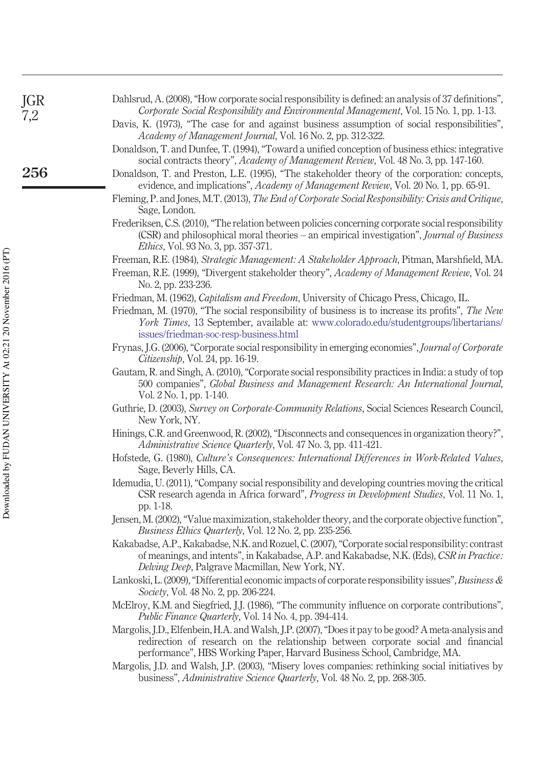Dahlsrud, A. (2008), "How corporate social responsibility is defined: an analysis of 37 definitions", *Corporate Social Responsibility and Environmental Management*, Vol. 15 No. 1, pp. 1-13.

Davis, K. (1973), "The case for and against business assumption of social responsibilities", *Academy of Management Journal*, Vol. 16 No. 2, pp. 312-322.

Donaldson, T. and Dunfee, T. (1994), "Toward a unified conception of business ethics: integrative social contracts theory", *Academy of Management Review*, Vol. 48 No. 3, pp. 147-160.

Donaldson, T. and Preston, L.E. (1995), "The stakeholder theory of the corporation: concepts, evidence, and implications", *Academy of Management Review*, Vol. 20 No. 1, pp. 65-91.

Fleming, P. and Jones, M.T. (2013), *The End of Corporate Social Responsibility: Crisis and Critique*, Sage, London.

Frederiksen, C.S. (2010), "The relation between policies concerning corporate social responsibility (CSR) and philosophical moral theories – an empirical investigation", *Journal of Business Ethics*, Vol. 93 No. 3, pp. 357-371.

Freeman, R.E. (1984), *Strategic Management: A Stakeholder Approach*, Pitman, Marshfield, MA.

Freeman, R.E. (1999), "Divergent stakeholder theory", *Academy of Management Review*, Vol. 24 No. 2, pp. 233-236.

Friedman, M. (1962), *Capitalism and Freedom*, University of Chicago Press, Chicago, IL.

Friedman, M. (1970), "The social responsibility of business is to increase its profits", *The New York Times*, 13 September, available at: www.colorado.edu/studentgroups/libertarians/issues/friedman-soc-resp-business.html

Frynas, J.G. (2006), "Corporate social responsibility in emerging economies", *Journal of Corporate Citizenship*, Vol. 24, pp. 16-19.

Gautam, R. and Singh, A. (2010), "Corporate social responsibility practices in India: a study of top 500 companies", *Global Business and Management Research: An International Journal*, Vol. 2 No. 1, pp. 1-140.

Guthrie, D. (2003), *Survey on Corporate-Community Relations*, Social Sciences Research Council, New York, NY.

Hinings, C.R. and Greenwood, R. (2002), "Disconnects and consequences in organization theory?", *Administrative Science Quarterly*, Vol. 47 No. 3, pp. 411-421.

Hofstede, G. (1980), *Culture's Consequences: International Differences in Work-Related Values*, Sage, Beverly Hills, CA.

Idemudia, U. (2011), "Company social responsibility and developing countries moving the critical CSR research agenda in Africa forward", *Progress in Development Studies*, Vol. 11 No. 1, pp. 1-18.

Jensen, M. (2002), "Value maximization, stakeholder theory, and the corporate objective function", *Business Ethics Quarterly*, Vol. 12 No. 2, pp. 235-256.

Kakabadse, A.P., Kakabadse, N.K. and Rozuel, C. (2007), "Corporate social responsibility: contrast of meanings, and intents", in Kakabadse, A.P. and Kakabadse, N.K. (Eds), *CSR in Practice: Delving Deep*, Palgrave Macmillan, New York, NY.

Lankoski, L. (2009), "Differential economic impacts of corporate responsibility issues", *Business & Society*, Vol. 48 No. 2, pp. 206-224.

McElroy, K.M. and Siegfried, J.J. (1986), "The community influence on corporate contributions", *Public Finance Quarterly*, Vol. 14 No. 4, pp. 394-414.

Margolis, J.D., Elfenbein, H.A. and Walsh, J.P. (2007), "Does it pay to be good? A meta-analysis and redirection of research on the relationship between corporate social and financial performance", HBS Working Paper, Harvard Business School, Cambridge, MA.

Margolis, J.D. and Walsh, J.P. (2003), "Misery loves companies: rethinking social initiatives by business", *Administrative Science Quarterly*, Vol. 48 No. 2, pp. 268-305.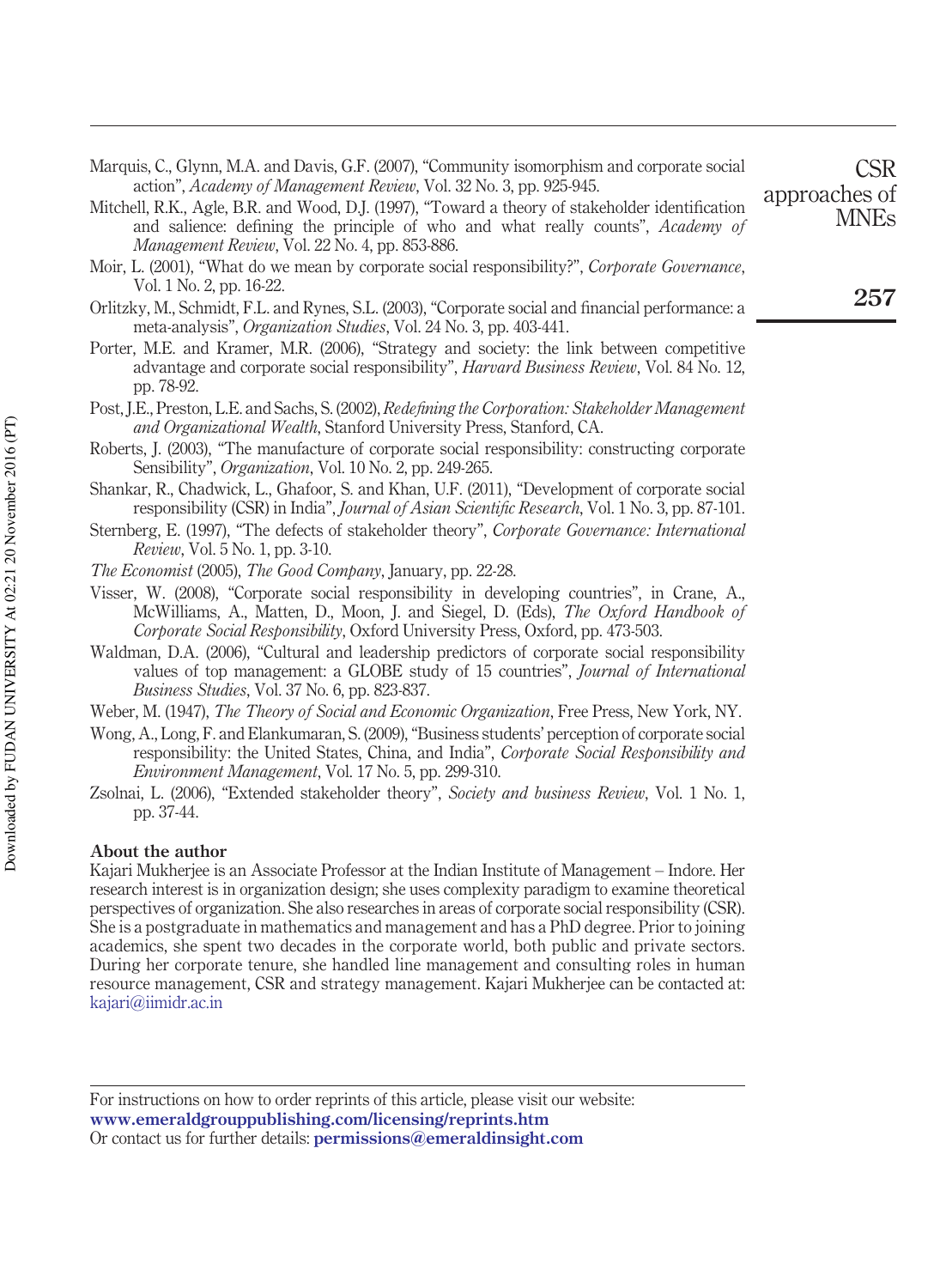Marquis, C., Glynn, M.A. and Davis, G.F. (2007), "Community isomorphism and corporate social action", *Academy of Management Review*, Vol. 32 No. 3, pp. 925-945.

Mitchell, R.K., Agle, B.R. and Wood, D.J. (1997), "Toward a theory of stakeholder identification and salience: defining the principle of who and what really counts", *Academy of Management Review*, Vol. 22 No. 4, pp. 853-886.

Moir, L. (2001), "What do we mean by corporate social responsibility?", *Corporate Governance*, Vol. 1 No. 2, pp. 16-22.

Orlitzky, M., Schmidt, F.L. and Rynes, S.L. (2003), "Corporate social and financial performance: a meta-analysis", *Organization Studies*, Vol. 24 No. 3, pp. 403-441.

Porter, M.E. and Kramer, M.R. (2006), "Strategy and society: the link between competitive advantage and corporate social responsibility", *Harvard Business Review*, Vol. 84 No. 12, pp. 78-92.

Post, J.E., Preston, L.E. and Sachs, S. (2002), *Redefining the Corporation: Stakeholder Management and Organizational Wealth*, Stanford University Press, Stanford, CA.

Roberts, J. (2003), "The manufacture of corporate social responsibility: constructing corporate Sensibility", *Organization*, Vol. 10 No. 2, pp. 249-265.

Shankar, R., Chadwick, L., Ghafoor, S. and Khan, U.F. (2011), "Development of corporate social responsibility (CSR) in India", *Journal of Asian Scientific Research*, Vol. 1 No. 3, pp. 87-101.

Sternberg, E. (1997), "The defects of stakeholder theory", *Corporate Governance: International Review*, Vol. 5 No. 1, pp. 3-10.

*The Economist* (2005), *The Good Company*, January, pp. 22-28.

Visser, W. (2008), "Corporate social responsibility in developing countries", in Crane, A., McWilliams, A., Matten, D., Moon, J. and Siegel, D. (Eds), *The Oxford Handbook of Corporate Social Responsibility*, Oxford University Press, Oxford, pp. 473-503.

Waldman, D.A. (2006), "Cultural and leadership predictors of corporate social responsibility values of top management: a GLOBE study of 15 countries", *Journal of International Business Studies*, Vol. 37 No. 6, pp. 823-837.

Weber, M. (1947), *The Theory of Social and Economic Organization*, Free Press, New York, NY.

Wong, A., Long, F. and Elankumaran, S. (2009), "Business students' perception of corporate social responsibility: the United States, China, and India", *Corporate Social Responsibility and Environment Management*, Vol. 17 No. 5, pp. 299-310.

Zsolnai, L. (2006), "Extended stakeholder theory", *Society and business Review*, Vol. 1 No. 1, pp. 37-44.

## About the author

Kajari Mukherjee is an Associate Professor at the Indian Institute of Management – Indore. Her research interest is in organization design; she uses complexity paradigm to examine theoretical perspectives of organization. She also researches in areas of corporate social responsibility (CSR). She is a postgraduate in mathematics and management and has a PhD degree. Prior to joining academics, she spent two decades in the corporate world, both public and private sectors. During her corporate tenure, she handled line management and consulting roles in human resource management, CSR and strategy management. Kajari Mukherjee can be contacted at: kajari@iimidr.ac.in

For instructions on how to order reprints of this article, please visit our website:
**www.emeraldgrouppublishing.com/licensing/reprints.htm**
Or contact us for further details: **permissions@emeraldinsight.com**